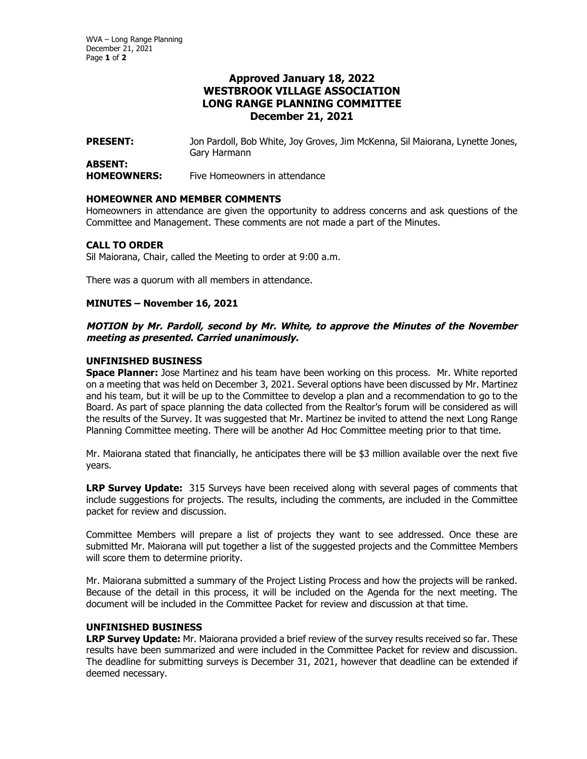# Approved January 18, 2022
# WESTBROOK VILLAGE ASSOCIATION
# LONG RANGE PLANNING COMMITTEE
# December 21, 2021

**PRESENT:** Jon Pardoll, Bob White, Joy Groves, Jim McKenna, Sil Maiorana, Lynette Jones, Gary Harmann

**ABSENT:**

**HOMEOWNERS:** Five Homeowners in attendance

## HOMEOWNER AND MEMBER COMMENTS

Homeowners in attendance are given the opportunity to address concerns and ask questions of the Committee and Management. These comments are not made a part of the Minutes.

## CALL TO ORDER

Sil Maiorana, Chair, called the Meeting to order at 9:00 a.m.

There was a quorum with all members in attendance.

## MINUTES – November 16, 2021

***MOTION by Mr. Pardoll, second by Mr. White, to approve the Minutes of the November meeting as presented. Carried unanimously.***

## UNFINISHED BUSINESS

**Space Planner:** Jose Martinez and his team have been working on this process. Mr. White reported on a meeting that was held on December 3, 2021. Several options have been discussed by Mr. Martinez and his team, but it will be up to the Committee to develop a plan and a recommendation to go to the Board. As part of space planning the data collected from the Realtor's forum will be considered as will the results of the Survey. It was suggested that Mr. Martinez be invited to attend the next Long Range Planning Committee meeting. There will be another Ad Hoc Committee meeting prior to that time.

Mr. Maiorana stated that financially, he anticipates there will be $3 million available over the next five years.

**LRP Survey Update:** 315 Surveys have been received along with several pages of comments that include suggestions for projects. The results, including the comments, are included in the Committee packet for review and discussion.

Committee Members will prepare a list of projects they want to see addressed. Once these are submitted Mr. Maiorana will put together a list of the suggested projects and the Committee Members will score them to determine priority.

Mr. Maiorana submitted a summary of the Project Listing Process and how the projects will be ranked. Because of the detail in this process, it will be included on the Agenda for the next meeting. The document will be included in the Committee Packet for review and discussion at that time.

## UNFINISHED BUSINESS

**LRP Survey Update:** Mr. Maiorana provided a brief review of the survey results received so far. These results have been summarized and were included in the Committee Packet for review and discussion. The deadline for submitting surveys is December 31, 2021, however that deadline can be extended if deemed necessary.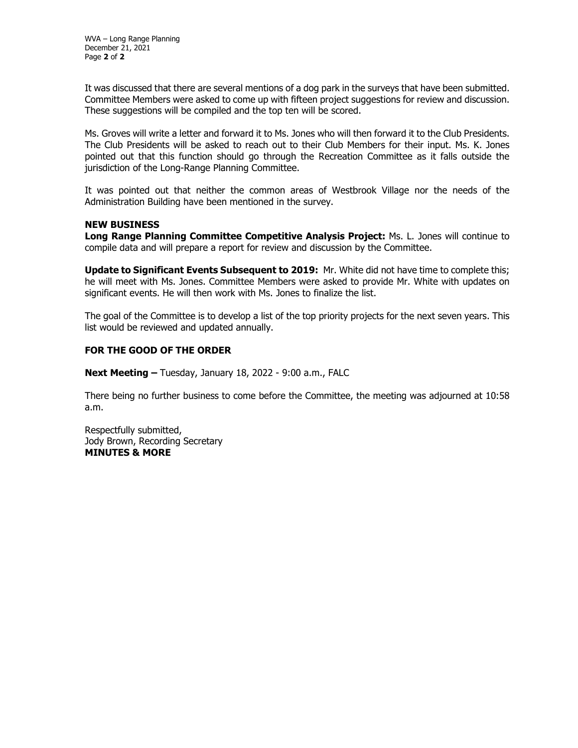It was discussed that there are several mentions of a dog park in the surveys that have been submitted. Committee Members were asked to come up with fifteen project suggestions for review and discussion. These suggestions will be compiled and the top ten will be scored.

Ms. Groves will write a letter and forward it to Ms. Jones who will then forward it to the Club Presidents. The Club Presidents will be asked to reach out to their Club Members for their input. Ms. K. Jones pointed out that this function should go through the Recreation Committee as it falls outside the jurisdiction of the Long-Range Planning Committee.

It was pointed out that neither the common areas of Westbrook Village nor the needs of the Administration Building have been mentioned in the survey.

**NEW BUSINESS**

**Long Range Planning Committee Competitive Analysis Project:** Ms. L. Jones will continue to compile data and will prepare a report for review and discussion by the Committee.

**Update to Significant Events Subsequent to 2019:** Mr. White did not have time to complete this; he will meet with Ms. Jones. Committee Members were asked to provide Mr. White with updates on significant events. He will then work with Ms. Jones to finalize the list.

The goal of the Committee is to develop a list of the top priority projects for the next seven years. This list would be reviewed and updated annually.

**FOR THE GOOD OF THE ORDER**

**Next Meeting –** Tuesday, January 18, 2022 - 9:00 a.m., FALC

There being no further business to come before the Committee, the meeting was adjourned at 10:58 a.m.

Respectfully submitted,
Jody Brown, Recording Secretary
**MINUTES & MORE**